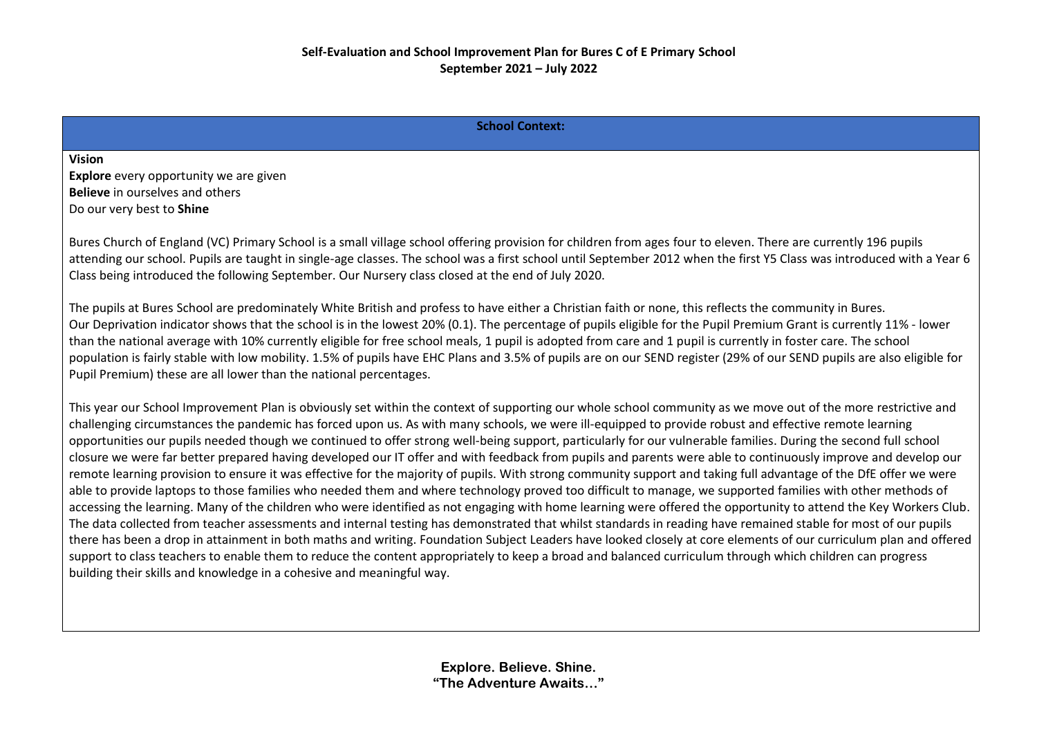# Self-Evaluation and School Improvement Plan for Bures C of E Primary School
## September 2021 – July 2022

### School Context:

**Vision**
**Explore** every opportunity we are given
**Believe** in ourselves and others
Do our very best to **Shine**

Bures Church of England (VC) Primary School is a small village school offering provision for children from ages four to eleven. There are currently 196 pupils attending our school. Pupils are taught in single-age classes. The school was a first school until September 2012 when the first Y5 Class was introduced with a Year 6 Class being introduced the following September. Our Nursery class closed at the end of July 2020.

The pupils at Bures School are predominately White British and profess to have either a Christian faith or none, this reflects the community in Bures. Our Deprivation indicator shows that the school is in the lowest 20% (0.1). The percentage of pupils eligible for the Pupil Premium Grant is currently 11% - lower than the national average with 10% currently eligible for free school meals, 1 pupil is adopted from care and 1 pupil is currently in foster care. The school population is fairly stable with low mobility. 1.5% of pupils have EHC Plans and 3.5% of pupils are on our SEND register (29% of our SEND pupils are also eligible for Pupil Premium) these are all lower than the national percentages.

This year our School Improvement Plan is obviously set within the context of supporting our whole school community as we move out of the more restrictive and challenging circumstances the pandemic has forced upon us. As with many schools, we were ill-equipped to provide robust and effective remote learning opportunities our pupils needed though we continued to offer strong well-being support, particularly for our vulnerable families. During the second full school closure we were far better prepared having developed our IT offer and with feedback from pupils and parents were able to continuously improve and develop our remote learning provision to ensure it was effective for the majority of pupils. With strong community support and taking full advantage of the DfE offer we were able to provide laptops to those families who needed them and where technology proved too difficult to manage, we supported families with other methods of accessing the learning. Many of the children who were identified as not engaging with home learning were offered the opportunity to attend the Key Workers Club. The data collected from teacher assessments and internal testing has demonstrated that whilst standards in reading have remained stable for most of our pupils there has been a drop in attainment in both maths and writing. Foundation Subject Leaders have looked closely at core elements of our curriculum plan and offered support to class teachers to enable them to reduce the content appropriately to keep a broad and balanced curriculum through which children can progress building their skills and knowledge in a cohesive and meaningful way.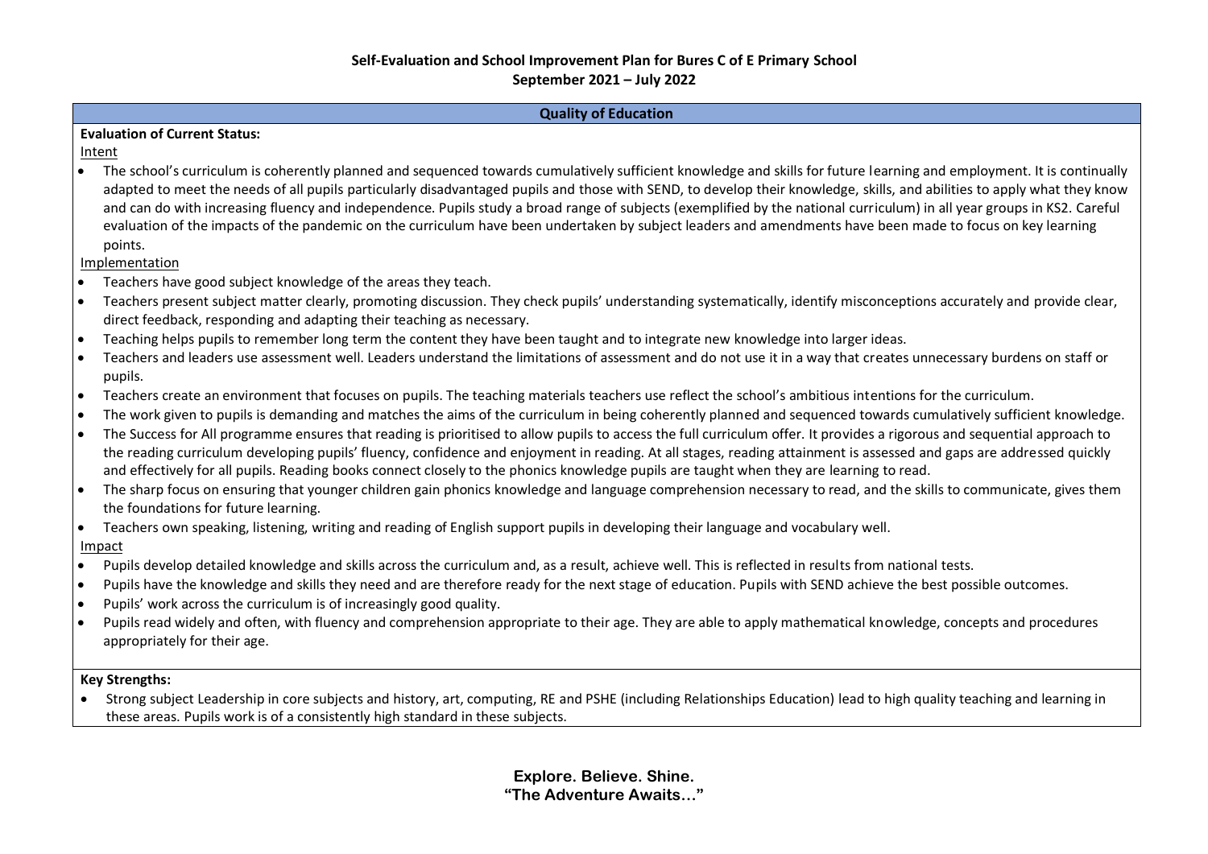# Self-Evaluation and School Improvement Plan for Bures C of E Primary School

**September 2021 – July 2022**

## Quality of Education

**Evaluation of Current Status:**

Intent

- The school's curriculum is coherently planned and sequenced towards cumulatively sufficient knowledge and skills for future learning and employment. It is continually adapted to meet the needs of all pupils particularly disadvantaged pupils and those with SEND, to develop their knowledge, skills, and abilities to apply what they know and can do with increasing fluency and independence. Pupils study a broad range of subjects (exemplified by the national curriculum) in all year groups in KS2. Careful evaluation of the impacts of the pandemic on the curriculum have been undertaken by subject leaders and amendments have been made to focus on key learning points.

Implementation

- Teachers have good subject knowledge of the areas they teach.
- Teachers present subject matter clearly, promoting discussion. They check pupils' understanding systematically, identify misconceptions accurately and provide clear, direct feedback, responding and adapting their teaching as necessary.
- Teaching helps pupils to remember long term the content they have been taught and to integrate new knowledge into larger ideas.
- Teachers and leaders use assessment well. Leaders understand the limitations of assessment and do not use it in a way that creates unnecessary burdens on staff or pupils.
- Teachers create an environment that focuses on pupils. The teaching materials teachers use reflect the school's ambitious intentions for the curriculum.
- The work given to pupils is demanding and matches the aims of the curriculum in being coherently planned and sequenced towards cumulatively sufficient knowledge.
- The Success for All programme ensures that reading is prioritised to allow pupils to access the full curriculum offer. It provides a rigorous and sequential approach to the reading curriculum developing pupils' fluency, confidence and enjoyment in reading. At all stages, reading attainment is assessed and gaps are addressed quickly and effectively for all pupils. Reading books connect closely to the phonics knowledge pupils are taught when they are learning to read.
- The sharp focus on ensuring that younger children gain phonics knowledge and language comprehension necessary to read, and the skills to communicate, gives them the foundations for future learning.
- Teachers own speaking, listening, writing and reading of English support pupils in developing their language and vocabulary well.

Impact

- Pupils develop detailed knowledge and skills across the curriculum and, as a result, achieve well. This is reflected in results from national tests.
- Pupils have the knowledge and skills they need and are therefore ready for the next stage of education. Pupils with SEND achieve the best possible outcomes.
- Pupils' work across the curriculum is of increasingly good quality.
- Pupils read widely and often, with fluency and comprehension appropriate to their age. They are able to apply mathematical knowledge, concepts and procedures appropriately for their age.

**Key Strengths:**

- Strong subject Leadership in core subjects and history, art, computing, RE and PSHE (including Relationships Education) lead to high quality teaching and learning in these areas. Pupils work is of a consistently high standard in these subjects.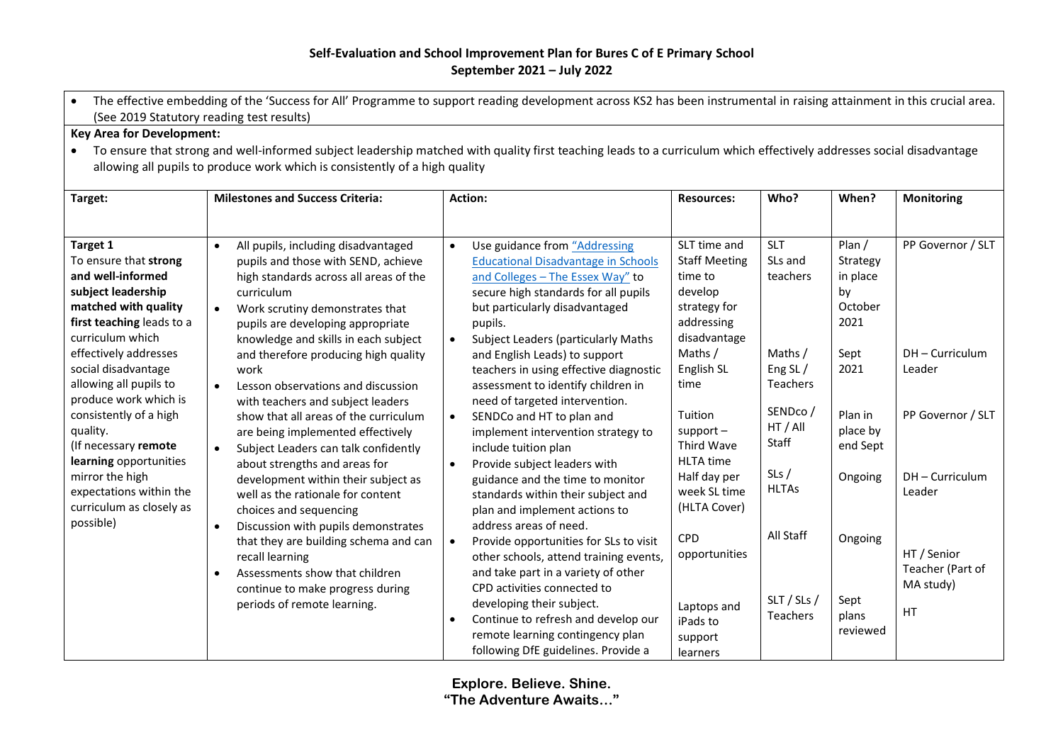**Self-Evaluation and School Improvement Plan for Bures C of E Primary School**
**September 2021 – July 2022**

- The effective embedding of the 'Success for All' Programme to support reading development across KS2 has been instrumental in raising attainment in this crucial area. (See 2019 Statutory reading test results)

**Key Area for Development:**

- To ensure that strong and well-informed subject leadership matched with quality first teaching leads to a curriculum which effectively addresses social disadvantage allowing all pupils to produce work which is consistently of a high quality

| Target: | Milestones and Success Criteria: | Action: | Resources: | Who? | When? | Monitoring |
|---|---|---|---|---|---|---|
| **Target 1**<br>To ensure that **strong and well-informed subject leadership matched with quality first teaching** leads to a curriculum which effectively addresses social disadvantage allowing all pupils to produce work which is consistently of a high quality.<br>(If necessary **remote learning** opportunities mirror the high expectations within the curriculum as closely as possible) | • All pupils, including disadvantaged pupils and those with SEND, achieve high standards across all areas of the curriculum<br>• Work scrutiny demonstrates that pupils are developing appropriate knowledge and skills in each subject and therefore producing high quality work<br>• Lesson observations and discussion with teachers and subject leaders show that all areas of the curriculum are being implemented effectively<br>• Subject Leaders can talk confidently about strengths and areas for development within their subject as well as the rationale for content choices and sequencing<br>• Discussion with pupils demonstrates that they are building schema and can recall learning<br>• Assessments show that children continue to make progress during periods of remote learning. | • Use guidance from "Addressing Educational Disadvantage in Schools and Colleges – The Essex Way" to secure high standards for all pupils but particularly disadvantaged pupils. | SLT time and Staff Meeting time to develop strategy for addressing disadvantage | SLT<br>SLs and teachers | Plan / Strategy in place by October 2021 | PP Governor / SLT |
| | | • Subject Leaders (particularly Maths and English Leads) to support teachers in using effective diagnostic assessment to identify children in need of targeted intervention. | Maths / English SL time | Maths / Eng SL / Teachers | Sept 2021 | DH – Curriculum Leader |
| | | • SENDCo and HT to plan and implement intervention strategy to include tuition plan | Tuition support – Third Wave HLTA time | SENDco / HT / All Staff | Plan in place by end Sept | PP Governor / SLT |
| | | • Provide subject leaders with guidance and the time to monitor standards within their subject and plan and implement actions to address areas of need. | Half day per week SL time (HLTA Cover) | SLs / HLTAs | Ongoing | DH – Curriculum Leader |
| | | • Provide opportunities for SLs to visit other schools, attend training events, and take part in a variety of other CPD activities connected to developing their subject. | CPD opportunities | All Staff | Ongoing | HT / Senior Teacher (Part of MA study) |
| | | • Continue to refresh and develop our remote learning contingency plan following DfE guidelines. Provide a | Laptops and iPads to support learners | SLT / SLs / Teachers | Sept plans reviewed | HT |

**Explore. Believe. Shine.**
**"The Adventure Awaits…"**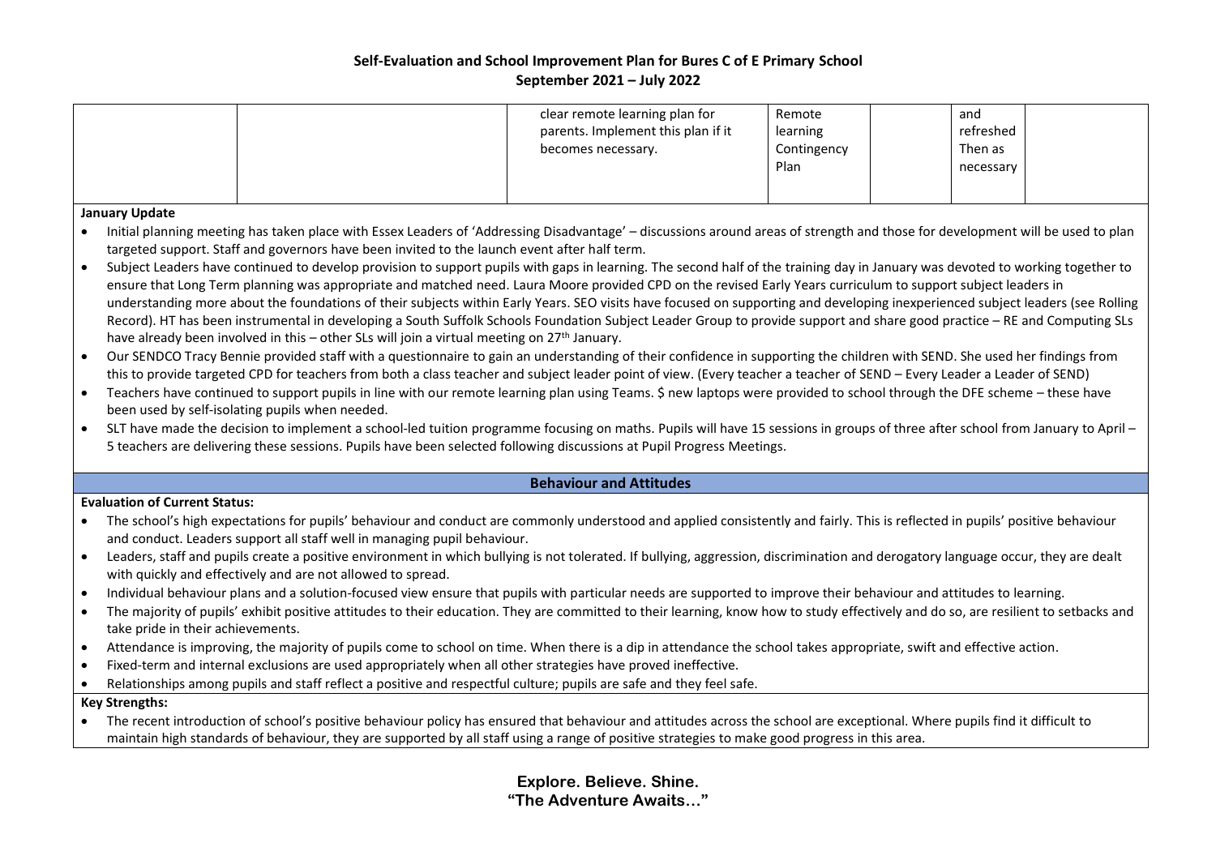| | | clear remote learning plan for parents. Implement this plan if it becomes necessary. | Remote learning Contingency Plan | | and refreshed Then as necessary | |
|---|---|---|---|---|---|---|

**January Update**

- Initial planning meeting has taken place with Essex Leaders of 'Addressing Disadvantage' – discussions around areas of strength and those for development will be used to plan targeted support. Staff and governors have been invited to the launch event after half term.
- Subject Leaders have continued to develop provision to support pupils with gaps in learning. The second half of the training day in January was devoted to working together to ensure that Long Term planning was appropriate and matched need. Laura Moore provided CPD on the revised Early Years curriculum to support subject leaders in understanding more about the foundations of their subjects within Early Years. SEO visits have focused on supporting and developing inexperienced subject leaders (see Rolling Record). HT has been instrumental in developing a South Suffolk Schools Foundation Subject Leader Group to provide support and share good practice – RE and Computing SLs have already been involved in this – other SLs will join a virtual meeting on 27th January.
- Our SENDCO Tracy Bennie provided staff with a questionnaire to gain an understanding of their confidence in supporting the children with SEND. She used her findings from this to provide targeted CPD for teachers from both a class teacher and subject leader point of view. (Every teacher a teacher of SEND – Every Leader a Leader of SEND)
- Teachers have continued to support pupils in line with our remote learning plan using Teams. $ new laptops were provided to school through the DFE scheme – these have been used by self-isolating pupils when needed.
- SLT have made the decision to implement a school-led tuition programme focusing on maths. Pupils will have 15 sessions in groups of three after school from January to April – 5 teachers are delivering these sessions. Pupils have been selected following discussions at Pupil Progress Meetings.

## Behaviour and Attitudes

**Evaluation of Current Status:**

- The school's high expectations for pupils' behaviour and conduct are commonly understood and applied consistently and fairly. This is reflected in pupils' positive behaviour and conduct. Leaders support all staff well in managing pupil behaviour.
- Leaders, staff and pupils create a positive environment in which bullying is not tolerated. If bullying, aggression, discrimination and derogatory language occur, they are dealt with quickly and effectively and are not allowed to spread.
- Individual behaviour plans and a solution-focused view ensure that pupils with particular needs are supported to improve their behaviour and attitudes to learning.
- The majority of pupils' exhibit positive attitudes to their education. They are committed to their learning, know how to study effectively and do so, are resilient to setbacks and take pride in their achievements.
- Attendance is improving, the majority of pupils come to school on time. When there is a dip in attendance the school takes appropriate, swift and effective action.
- Fixed-term and internal exclusions are used appropriately when all other strategies have proved ineffective.
- Relationships among pupils and staff reflect a positive and respectful culture; pupils are safe and they feel safe.

**Key Strengths:**

- The recent introduction of school's positive behaviour policy has ensured that behaviour and attitudes across the school are exceptional. Where pupils find it difficult to maintain high standards of behaviour, they are supported by all staff using a range of positive strategies to make good progress in this area.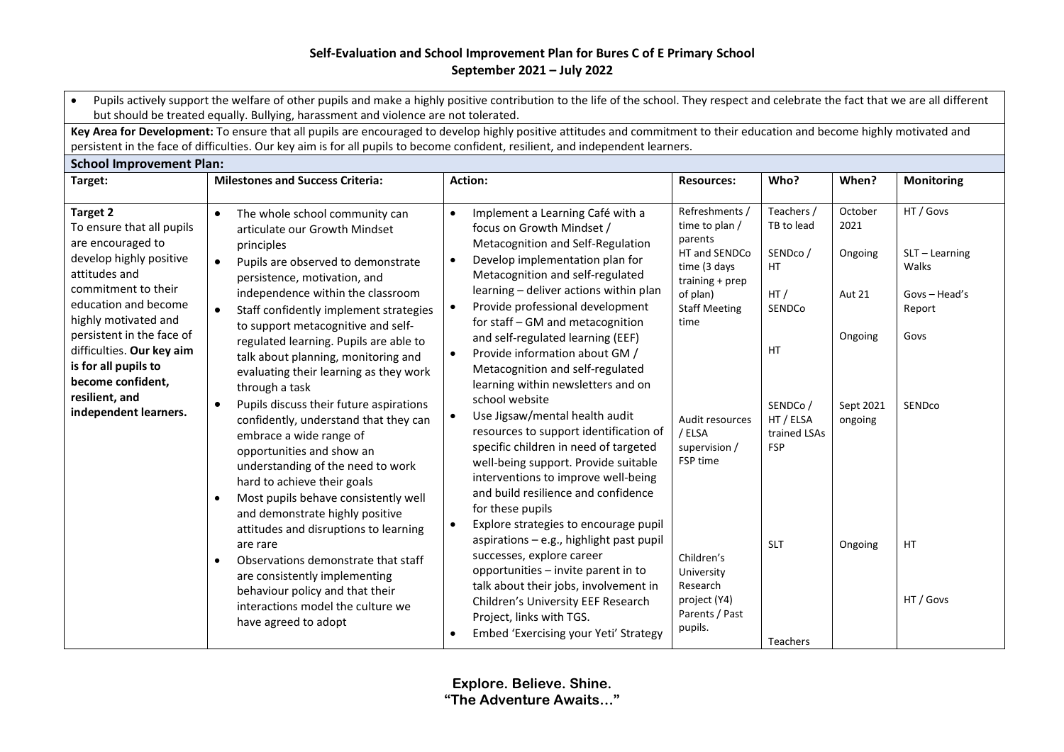**Self-Evaluation and School Improvement Plan for Bures C of E Primary School**
**September 2021 – July 2022**

- Pupils actively support the welfare of other pupils and make a highly positive contribution to the life of the school. They respect and celebrate the fact that we are all different but should be treated equally. Bullying, harassment and violence are not tolerated.

**Key Area for Development:** To ensure that all pupils are encouraged to develop highly positive attitudes and commitment to their education and become highly motivated and persistent in the face of difficulties. Our key aim is for all pupils to become confident, resilient, and independent learners.

**School Improvement Plan:**

| Target: | Milestones and Success Criteria: | Action: | Resources: | Who? | When? | Monitoring |
|---|---|---|---|---|---|---|
| **Target 2**<br>To ensure that all pupils are encouraged to develop highly positive attitudes and commitment to their education and become highly motivated and persistent in the face of difficulties. **Our key aim is for all pupils to become confident, resilient, and independent learners.** | • The whole school community can articulate our Growth Mindset principles<br>• Pupils are observed to demonstrate persistence, motivation, and independence within the classroom<br>• Staff confidently implement strategies to support metacognitive and self-regulated learning. Pupils are able to talk about planning, monitoring and evaluating their learning as they work through a task<br>• Pupils discuss their future aspirations confidently, understand that they can embrace a wide range of opportunities and show an understanding of the need to work hard to achieve their goals<br>• Most pupils behave consistently well and demonstrate highly positive attitudes and disruptions to learning are rare<br>• Observations demonstrate that staff are consistently implementing behaviour policy and that their interactions model the culture we have agreed to adopt | • Implement a Learning Café with a focus on Growth Mindset / Metacognition and Self-Regulation<br>• Develop implementation plan for Metacognition and self-regulated learning – deliver actions within plan<br>• Provide professional development for staff – GM and metacognition and self-regulated learning (EEF)<br>• Provide information about GM / Metacognition and self-regulated learning within newsletters and on school website<br>• Use Jigsaw/mental health audit resources to support identification of specific children in need of targeted well-being support. Provide suitable interventions to improve well-being and build resilience and confidence for these pupils<br>• Explore strategies to encourage pupil aspirations – e.g., highlight past pupil successes, explore career opportunities – invite parent in to talk about their jobs, involvement in Children's University EEF Research Project, links with TGS.<br>• Embed 'Exercising your Yeti' Strategy | Refreshments / time to plan / parents<br>HT and SENDCo time (3 days training + prep of plan)<br>Staff Meeting time<br><br>Audit resources / ELSA supervision / FSP time<br><br>Children's University Research project (Y4)<br>Parents / Past pupils. | Teachers / TB to lead<br>SENDco / HT<br>HT / SENDCo<br>HT<br>SENDCo / HT / ELSA trained LSAs FSP<br><br>SLT<br><br>Teachers | October 2021<br>Ongoing<br>Aut 21<br>Ongoing<br>Sept 2021 ongoing<br><br>Ongoing | HT / Govs<br>SLT – Learning Walks<br>Govs – Head's Report<br>Govs<br>SENDco<br><br>HT<br><br>HT / Govs |

**Explore. Believe. Shine.**
**"The Adventure Awaits…"**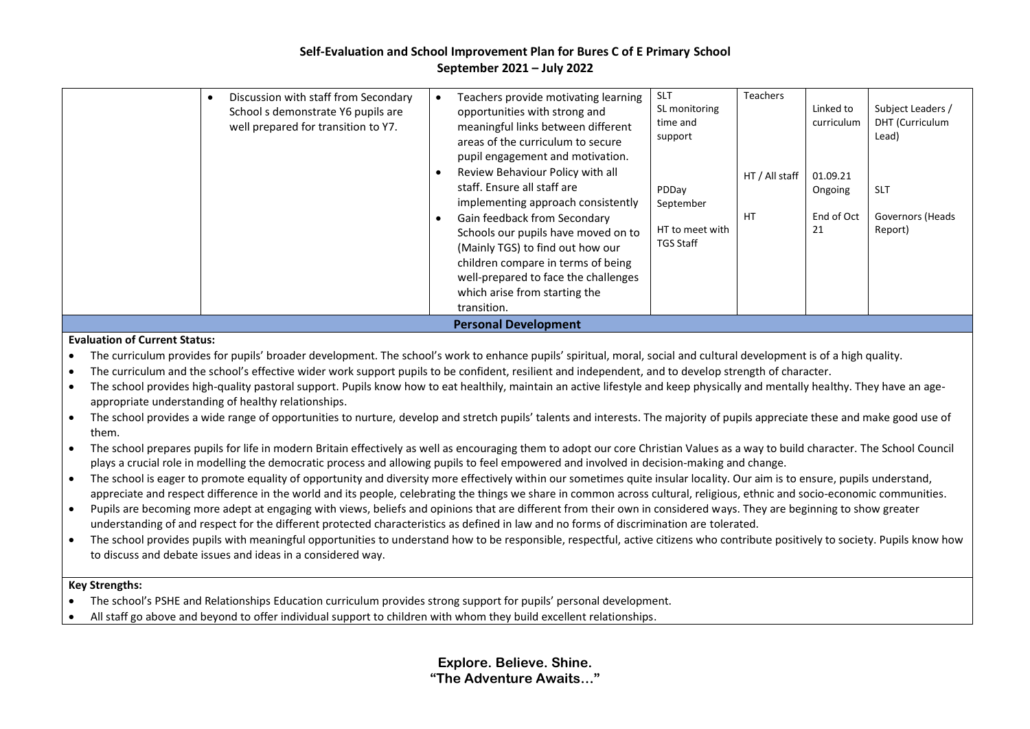**Self-Evaluation and School Improvement Plan for Bures C of E Primary School**
**September 2021 – July 2022**

| | | | | | | |
|---|---|---|---|---|---|---|
| | • Discussion with staff from Secondary School s demonstrate Y6 pupils are well prepared for transition to Y7. | • Teachers provide motivating learning opportunities with strong and meaningful links between different areas of the curriculum to secure pupil engagement and motivation. | SLT<br>SL monitoring time and support | Teachers | Linked to curriculum | Subject Leaders / DHT (Curriculum Lead) |
| | | • Review Behaviour Policy with all staff. Ensure all staff are implementing approach consistently | PDDay September | HT / All staff | 01.09.21 Ongoing | SLT |
| | | • Gain feedback from Secondary Schools our pupils have moved on to (Mainly TGS) to find out how our children compare in terms of being well-prepared to face the challenges which arise from starting the transition. | HT to meet with TGS Staff | HT | End of Oct 21 | Governors (Heads Report) |

## Personal Development

**Evaluation of Current Status:**

- The curriculum provides for pupils' broader development. The school's work to enhance pupils' spiritual, moral, social and cultural development is of a high quality.
- The curriculum and the school's effective wider work support pupils to be confident, resilient and independent, and to develop strength of character.
- The school provides high-quality pastoral support. Pupils know how to eat healthily, maintain an active lifestyle and keep physically and mentally healthy. They have an age-appropriate understanding of healthy relationships.
- The school provides a wide range of opportunities to nurture, develop and stretch pupils' talents and interests. The majority of pupils appreciate these and make good use of them.
- The school prepares pupils for life in modern Britain effectively as well as encouraging them to adopt our core Christian Values as a way to build character. The School Council plays a crucial role in modelling the democratic process and allowing pupils to feel empowered and involved in decision-making and change.
- The school is eager to promote equality of opportunity and diversity more effectively within our sometimes quite insular locality. Our aim is to ensure, pupils understand, appreciate and respect difference in the world and its people, celebrating the things we share in common across cultural, religious, ethnic and socio-economic communities.
- Pupils are becoming more adept at engaging with views, beliefs and opinions that are different from their own in considered ways. They are beginning to show greater understanding of and respect for the different protected characteristics as defined in law and no forms of discrimination are tolerated.
- The school provides pupils with meaningful opportunities to understand how to be responsible, respectful, active citizens who contribute positively to society. Pupils know how to discuss and debate issues and ideas in a considered way.

**Key Strengths:**

- The school's PSHE and Relationships Education curriculum provides strong support for pupils' personal development.
- All staff go above and beyond to offer individual support to children with whom they build excellent relationships.

**Explore. Believe. Shine.**
**"The Adventure Awaits…"**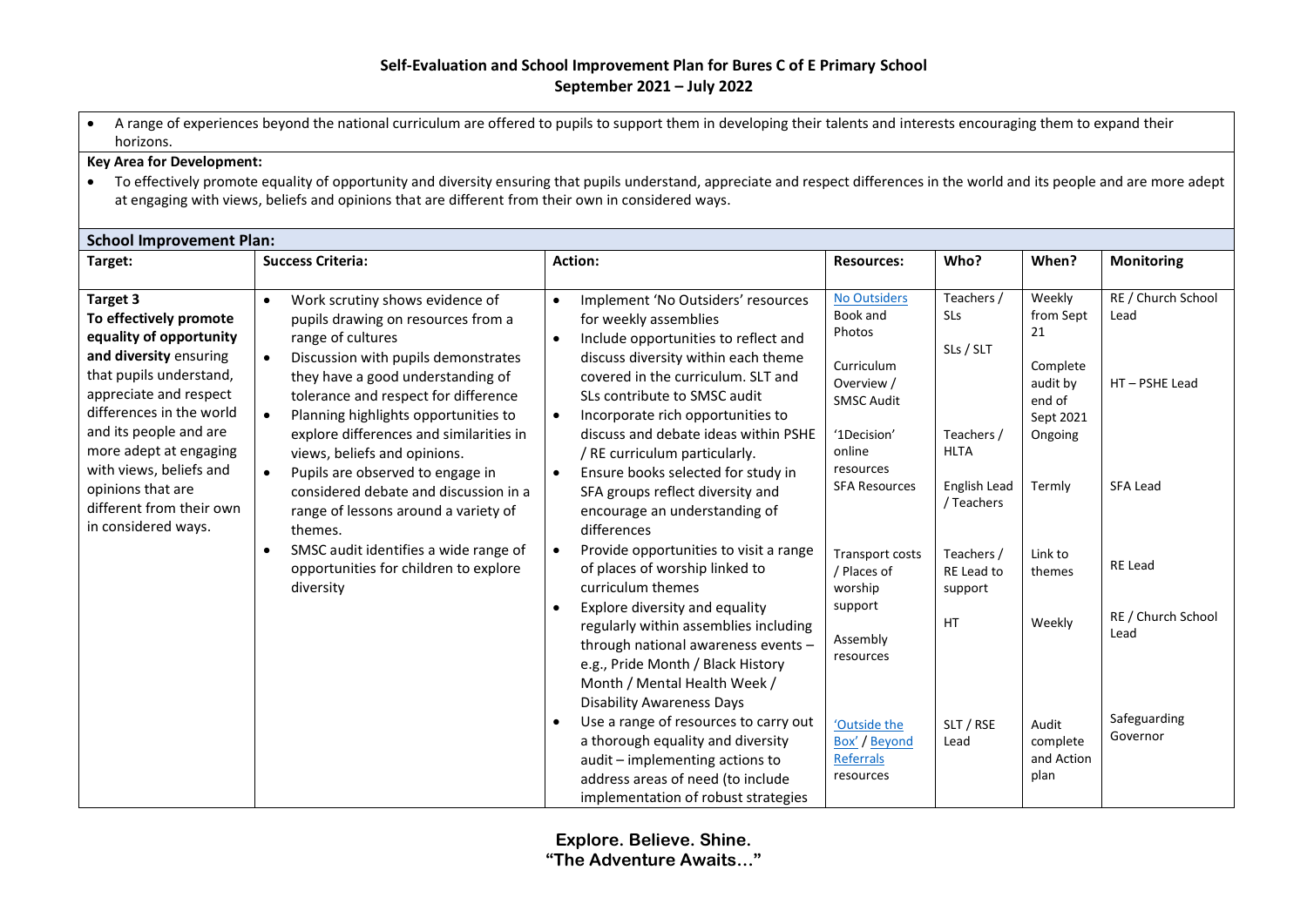# Self-Evaluation and School Improvement Plan for Bures C of E Primary School
## September 2021 – July 2022

- A range of experiences beyond the national curriculum are offered to pupils to support them in developing their talents and interests encouraging them to expand their horizons.

**Key Area for Development:**

- To effectively promote equality of opportunity and diversity ensuring that pupils understand, appreciate and respect differences in the world and its people and are more adept at engaging with views, beliefs and opinions that are different from their own in considered ways.

**School Improvement Plan:**

| Target: | Success Criteria: | Action: | Resources: | Who? | When? | Monitoring |
|---|---|---|---|---|---|---|
| **Target 3** **To effectively promote equality of opportunity and diversity** ensuring that pupils understand, appreciate and respect differences in the world and its people and are more adept at engaging with views, beliefs and opinions that are different from their own in considered ways. | • Work scrutiny shows evidence of pupils drawing on resources from a range of cultures<br>• Discussion with pupils demonstrates they have a good understanding of tolerance and respect for difference<br>• Planning highlights opportunities to explore differences and similarities in views, beliefs and opinions.<br>• Pupils are observed to engage in considered debate and discussion in a range of lessons around a variety of themes.<br>• SMSC audit identifies a wide range of opportunities for children to explore diversity | • Implement 'No Outsiders' resources for weekly assemblies | No Outsiders Book and Photos | Teachers / SLs | Weekly from Sept 21 | RE / Church School Lead |
| | | • Include opportunities to reflect and discuss diversity within each theme covered in the curriculum. SLT and SLs contribute to SMSC audit | Curriculum Overview / SMSC Audit | SLs / SLT | Complete audit by end of Sept 2021 | HT – PSHE Lead |
| | | • Incorporate rich opportunities to discuss and debate ideas within PSHE / RE curriculum particularly. | '1Decision' online resources | Teachers / HLTA | Ongoing | |
| | | • Ensure books selected for study in SFA groups reflect diversity and encourage an understanding of differences | SFA Resources | English Lead / Teachers | Termly | SFA Lead |
| | | • Provide opportunities to visit a range of places of worship linked to curriculum themes | Transport costs / Places of worship support | Teachers / RE Lead to support | Link to themes | RE Lead |
| | | • Explore diversity and equality regularly within assemblies including through national awareness events – e.g., Pride Month / Black History Month / Mental Health Week / Disability Awareness Days | Assembly resources | HT | Weekly | RE / Church School Lead |
| | | • Use a range of resources to carry out a thorough equality and diversity audit – implementing actions to address areas of need (to include implementation of robust strategies | 'Outside the Box' / Beyond Referrals resources | SLT / RSE Lead | Audit complete and Action plan | Safeguarding Governor |

**Explore. Believe. Shine.**
**"The Adventure Awaits…"**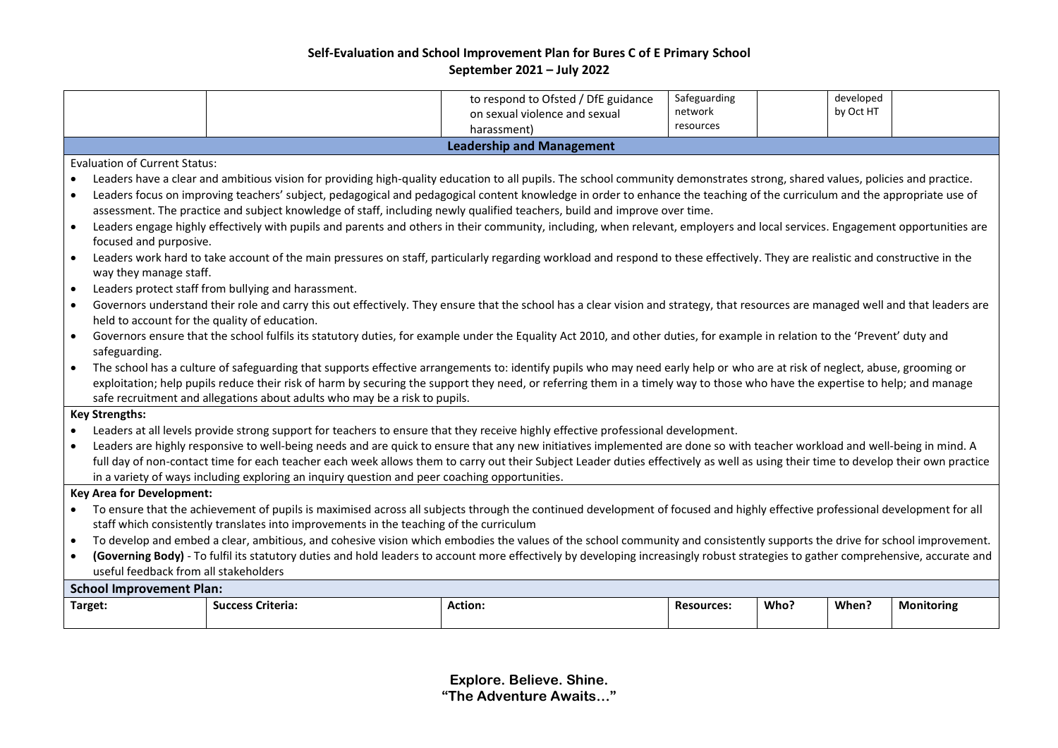# Self-Evaluation and School Improvement Plan for Bures C of E Primary School
## September 2021 – July 2022

| | | | | | | |
|---|---|---|---|---|---|---|
| | | to respond to Ofsted / DfE guidance on sexual violence and sexual harassment) | Safeguarding network resources | | developed by Oct HT | |

### Leadership and Management

Evaluation of Current Status:

- Leaders have a clear and ambitious vision for providing high-quality education to all pupils. The school community demonstrates strong, shared values, policies and practice.
- Leaders focus on improving teachers' subject, pedagogical and pedagogical content knowledge in order to enhance the teaching of the curriculum and the appropriate use of assessment. The practice and subject knowledge of staff, including newly qualified teachers, build and improve over time.
- Leaders engage highly effectively with pupils and parents and others in their community, including, when relevant, employers and local services. Engagement opportunities are focused and purposive.
- Leaders work hard to take account of the main pressures on staff, particularly regarding workload and respond to these effectively. They are realistic and constructive in the way they manage staff.
- Leaders protect staff from bullying and harassment.
- Governors understand their role and carry this out effectively. They ensure that the school has a clear vision and strategy, that resources are managed well and that leaders are held to account for the quality of education.
- Governors ensure that the school fulfils its statutory duties, for example under the Equality Act 2010, and other duties, for example in relation to the 'Prevent' duty and safeguarding.
- The school has a culture of safeguarding that supports effective arrangements to: identify pupils who may need early help or who are at risk of neglect, abuse, grooming or exploitation; help pupils reduce their risk of harm by securing the support they need, or referring them in a timely way to those who have the expertise to help; and manage safe recruitment and allegations about adults who may be a risk to pupils.

**Key Strengths:**

- Leaders at all levels provide strong support for teachers to ensure that they receive highly effective professional development.
- Leaders are highly responsive to well-being needs and are quick to ensure that any new initiatives implemented are done so with teacher workload and well-being in mind. A full day of non-contact time for each teacher each week allows them to carry out their Subject Leader duties effectively as well as using their time to develop their own practice in a variety of ways including exploring an inquiry question and peer coaching opportunities.

**Key Area for Development:**

- To ensure that the achievement of pupils is maximised across all subjects through the continued development of focused and highly effective professional development for all staff which consistently translates into improvements in the teaching of the curriculum
- To develop and embed a clear, ambitious, and cohesive vision which embodies the values of the school community and consistently supports the drive for school improvement.
- **(Governing Body)** - To fulfil its statutory duties and hold leaders to account more effectively by developing increasingly robust strategies to gather comprehensive, accurate and useful feedback from all stakeholders

**School Improvement Plan:**

| Target: | Success Criteria: | Action: | Resources: | Who? | When? | Monitoring |
|---|---|---|---|---|---|---|

**Explore. Believe. Shine.**
**"The Adventure Awaits…"**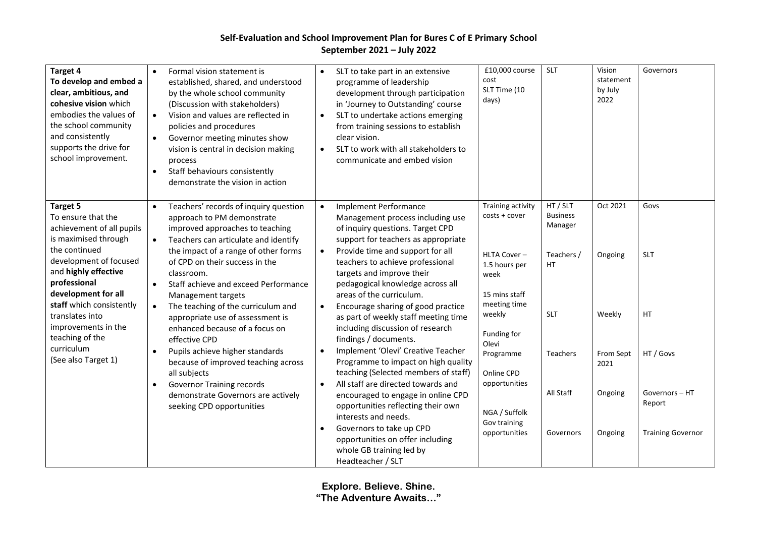**Self-Evaluation and School Improvement Plan for Bures C of E Primary School**
**September 2021 – July 2022**

| | | | | | | |
|---|---|---|---|---|---|---|
| **Target 4**<br>**To develop and embed a clear, ambitious, and cohesive vision** which embodies the values of the school community and consistently supports the drive for school improvement. | • Formal vision statement is established, shared, and understood by the whole school community (Discussion with stakeholders)<br>• Vision and values are reflected in policies and procedures<br>• Governor meeting minutes show vision is central in decision making process<br>• Staff behaviours consistently demonstrate the vision in action | • SLT to take part in an extensive programme of leadership development through participation in 'Journey to Outstanding' course<br>• SLT to undertake actions emerging from training sessions to establish clear vision.<br>• SLT to work with all stakeholders to communicate and embed vision | £10,000 course cost<br>SLT Time (10 days) | SLT | Vision statement by July 2022 | Governors |
| **Target 5**<br>To ensure that the achievement of all pupils is maximised through the continued development of focused and **highly effective professional development for all staff** which consistently translates into improvements in the teaching of the curriculum<br>(See also Target 1) | • Teachers' records of inquiry question approach to PM demonstrate improved approaches to teaching<br>• Teachers can articulate and identify the impact of a range of other forms of CPD on their success in the classroom.<br>• Staff achieve and exceed Performance Management targets<br>• The teaching of the curriculum and appropriate use of assessment is enhanced because of a focus on effective CPD<br>• Pupils achieve higher standards because of improved teaching across all subjects<br>• Governor Training records demonstrate Governors are actively seeking CPD opportunities | • Implement Performance Management process including use of inquiry questions. Target CPD support for teachers as appropriate<br>• Provide time and support for all teachers to achieve professional targets and improve their pedagogical knowledge across all areas of the curriculum.<br>• Encourage sharing of good practice as part of weekly staff meeting time including discussion of research findings / documents.<br>• Implement 'Olevi' Creative Teacher Programme to impact on high quality teaching (Selected members of staff)<br>• All staff are directed towards and encouraged to engage in online CPD opportunities reflecting their own interests and needs.<br>• Governors to take up CPD opportunities on offer including whole GB training led by Headteacher / SLT | Training activity costs + cover<br><br>HLTA Cover – 1.5 hours per week<br><br>15 mins staff meeting time weekly<br><br>Funding for Olevi Programme<br><br>Online CPD opportunities<br><br>NGA / Suffolk Gov training opportunities | HT / SLT Business Manager<br><br>Teachers / HT<br><br>SLT<br><br>Teachers<br><br>All Staff<br><br>Governors | Oct 2021<br><br>Ongoing<br><br>Weekly<br><br>From Sept 2021<br><br>Ongoing<br><br>Ongoing | Govs<br><br>SLT<br><br>HT<br><br>HT / Govs<br><br>Governors – HT Report<br><br>Training Governor |

**Explore. Believe. Shine.**
**"The Adventure Awaits…"**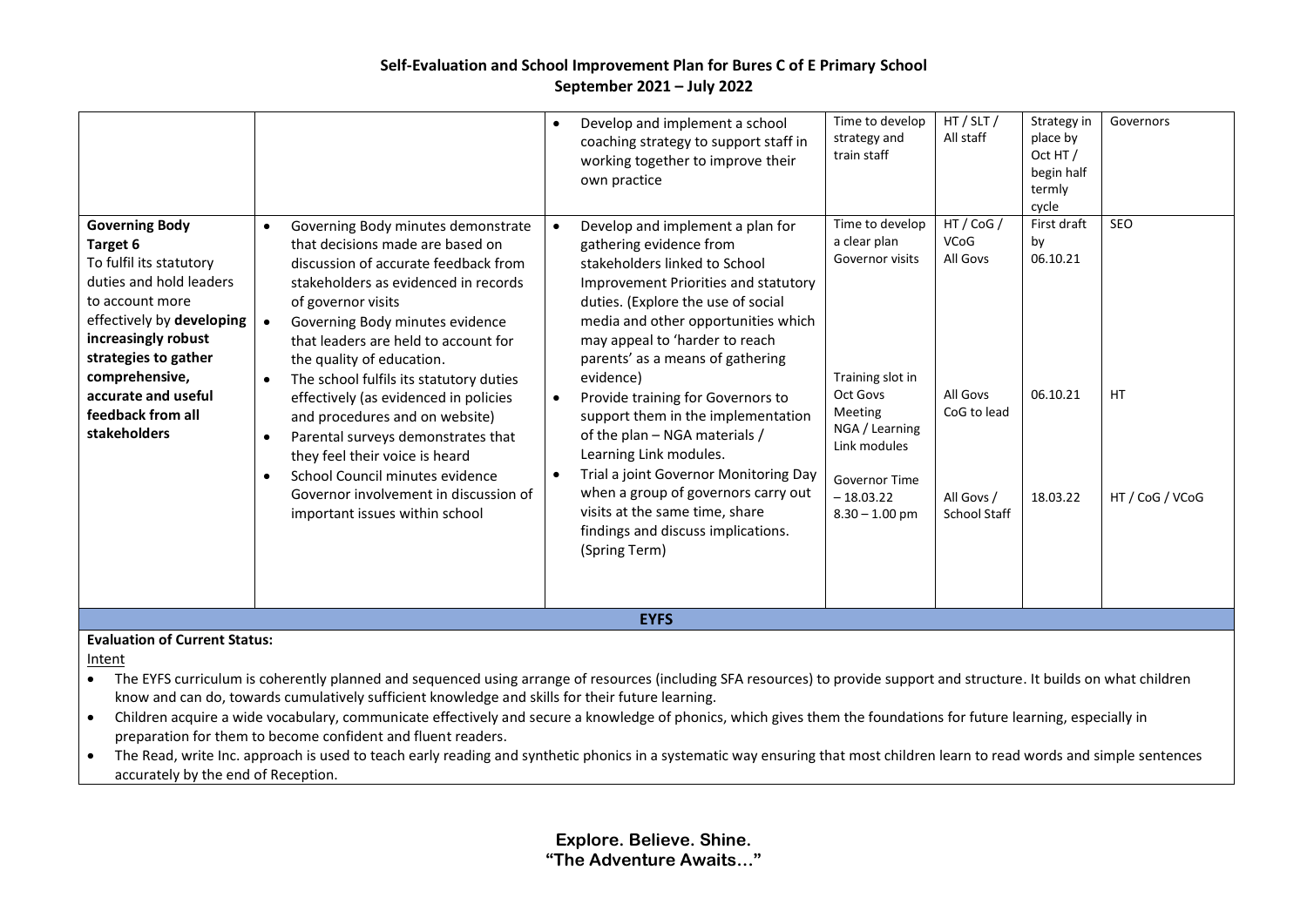# Self-Evaluation and School Improvement Plan for Bures C of E Primary School
## September 2021 – July 2022

| | | | | | | |
|---|---|---|---|---|---|---|
| | | • Develop and implement a school coaching strategy to support staff in working together to improve their own practice | Time to develop strategy and train staff | HT / SLT / All staff | Strategy in place by Oct HT / begin half termly cycle | Governors |
| **Governing Body Target 6**<br>To fulfil its statutory duties and hold leaders to account more effectively by **developing increasingly robust strategies to gather comprehensive, accurate and useful feedback from all stakeholders** | • Governing Body minutes demonstrate that decisions made are based on discussion of accurate feedback from stakeholders as evidenced in records of governor visits<br>• Governing Body minutes evidence that leaders are held to account for the quality of education.<br>• The school fulfils its statutory duties effectively (as evidenced in policies and procedures and on website)<br>• Parental surveys demonstrates that they feel their voice is heard<br>• School Council minutes evidence Governor involvement in discussion of important issues within school | • Develop and implement a plan for gathering evidence from stakeholders linked to School Improvement Priorities and statutory duties. (Explore the use of social media and other opportunities which may appeal to 'harder to reach parents' as a means of gathering evidence)<br>• Provide training for Governors to support them in the implementation of the plan – NGA materials / Learning Link modules.<br>• Trial a joint Governor Monitoring Day when a group of governors carry out visits at the same time, share findings and discuss implications. (Spring Term) | Time to develop a clear plan<br>Governor visits<br><br>Training slot in Oct Govs Meeting<br>NGA / Learning Link modules<br><br>Governor Time – 18.03.22<br>8.30 – 1.00 pm | HT / CoG / VCoG<br>All Govs<br><br>All Govs<br>CoG to lead<br><br>All Govs / School Staff | First draft by 06.10.21<br><br>06.10.21<br><br>18.03.22 | SEO<br><br>HT<br><br>HT / CoG / VCoG |

## EYFS

**Evaluation of Current Status:**

Intent

- The EYFS curriculum is coherently planned and sequenced using arrange of resources (including SFA resources) to provide support and structure. It builds on what children know and can do, towards cumulatively sufficient knowledge and skills for their future learning.
- Children acquire a wide vocabulary, communicate effectively and secure a knowledge of phonics, which gives them the foundations for future learning, especially in preparation for them to become confident and fluent readers.
- The Read, write Inc. approach is used to teach early reading and synthetic phonics in a systematic way ensuring that most children learn to read words and simple sentences accurately by the end of Reception.

**Explore. Believe. Shine.**
**"The Adventure Awaits…"**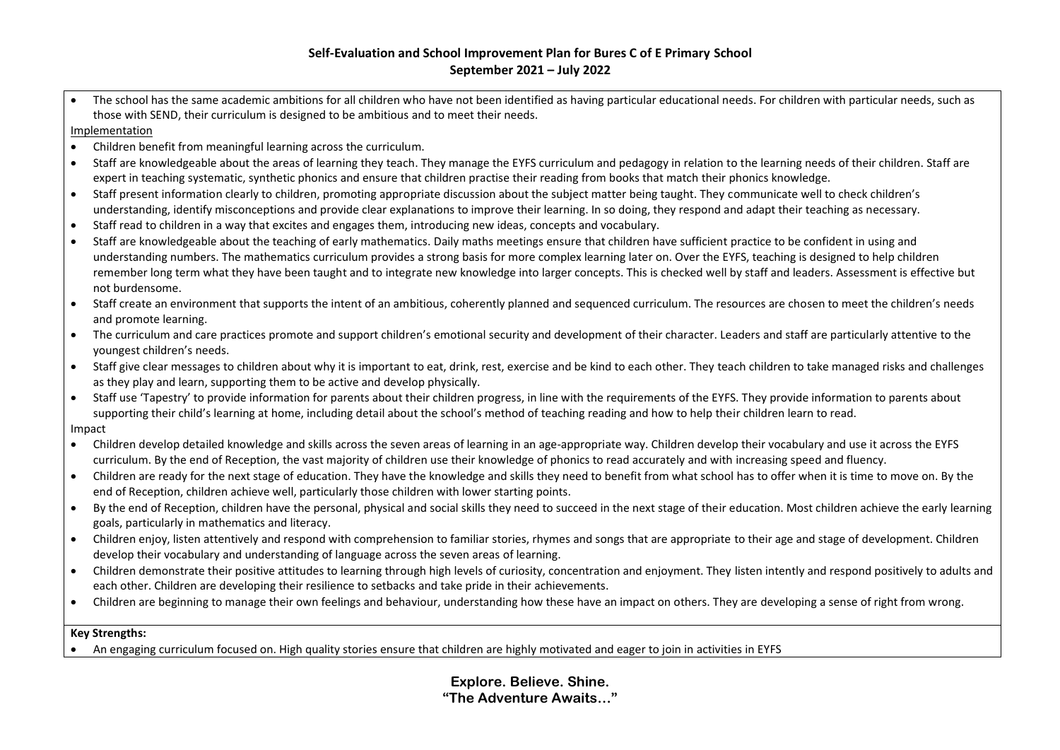## Self-Evaluation and School Improvement Plan for Bures C of E Primary School
## September 2021 – July 2022

- The school has the same academic ambitions for all children who have not been identified as having particular educational needs. For children with particular needs, such as those with SEND, their curriculum is designed to be ambitious and to meet their needs.

Implementation

- Children benefit from meaningful learning across the curriculum.
- Staff are knowledgeable about the areas of learning they teach. They manage the EYFS curriculum and pedagogy in relation to the learning needs of their children. Staff are expert in teaching systematic, synthetic phonics and ensure that children practise their reading from books that match their phonics knowledge.
- Staff present information clearly to children, promoting appropriate discussion about the subject matter being taught. They communicate well to check children's understanding, identify misconceptions and provide clear explanations to improve their learning. In so doing, they respond and adapt their teaching as necessary.
- Staff read to children in a way that excites and engages them, introducing new ideas, concepts and vocabulary.
- Staff are knowledgeable about the teaching of early mathematics. Daily maths meetings ensure that children have sufficient practice to be confident in using and understanding numbers. The mathematics curriculum provides a strong basis for more complex learning later on. Over the EYFS, teaching is designed to help children remember long term what they have been taught and to integrate new knowledge into larger concepts. This is checked well by staff and leaders. Assessment is effective but not burdensome.
- Staff create an environment that supports the intent of an ambitious, coherently planned and sequenced curriculum. The resources are chosen to meet the children's needs and promote learning.
- The curriculum and care practices promote and support children's emotional security and development of their character. Leaders and staff are particularly attentive to the youngest children's needs.
- Staff give clear messages to children about why it is important to eat, drink, rest, exercise and be kind to each other. They teach children to take managed risks and challenges as they play and learn, supporting them to be active and develop physically.
- Staff use 'Tapestry' to provide information for parents about their children progress, in line with the requirements of the EYFS. They provide information to parents about supporting their child's learning at home, including detail about the school's method of teaching reading and how to help their children learn to read.

Impact

- Children develop detailed knowledge and skills across the seven areas of learning in an age-appropriate way. Children develop their vocabulary and use it across the EYFS curriculum. By the end of Reception, the vast majority of children use their knowledge of phonics to read accurately and with increasing speed and fluency.
- Children are ready for the next stage of education. They have the knowledge and skills they need to benefit from what school has to offer when it is time to move on. By the end of Reception, children achieve well, particularly those children with lower starting points.
- By the end of Reception, children have the personal, physical and social skills they need to succeed in the next stage of their education. Most children achieve the early learning goals, particularly in mathematics and literacy.
- Children enjoy, listen attentively and respond with comprehension to familiar stories, rhymes and songs that are appropriate to their age and stage of development. Children develop their vocabulary and understanding of language across the seven areas of learning.
- Children demonstrate their positive attitudes to learning through high levels of curiosity, concentration and enjoyment. They listen intently and respond positively to adults and each other. Children are developing their resilience to setbacks and take pride in their achievements.
- Children are beginning to manage their own feelings and behaviour, understanding how these have an impact on others. They are developing a sense of right from wrong.

**Key Strengths:**

- An engaging curriculum focused on. High quality stories ensure that children are highly motivated and eager to join in activities in EYFS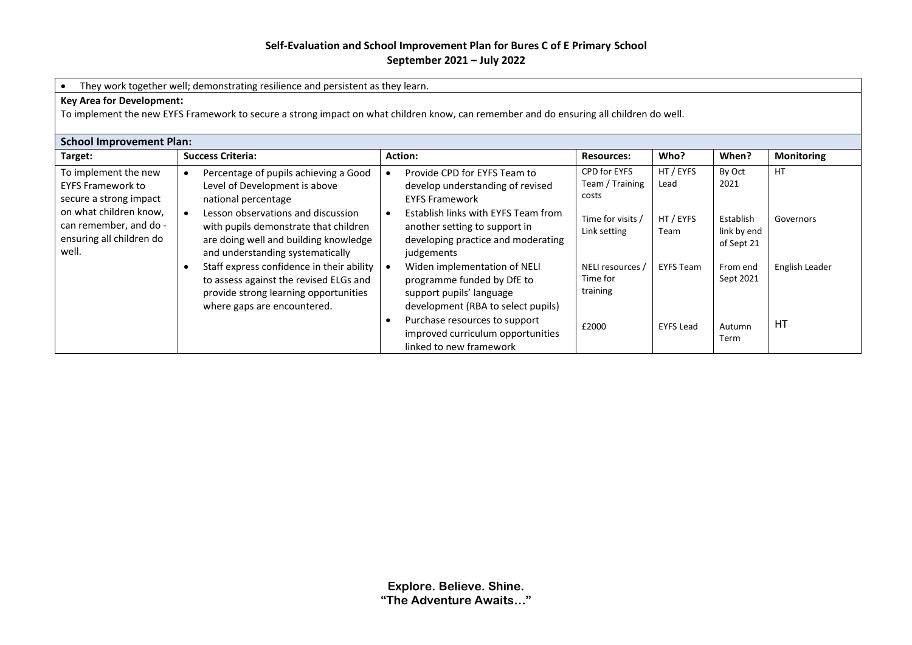- They work together well; demonstrating resilience and persistent as they learn.

**Key Area for Development:**

To implement the new EYFS Framework to secure a strong impact on what children know, can remember and do ensuring all children do well.

**School Improvement Plan:**

| Target: | Success Criteria: | Action: | Resources: | Who? | When? | Monitoring |
|---|---|---|---|---|---|---|
| To implement the new EYFS Framework to secure a strong impact on what children know, can remember, and do - ensuring all children do well. | • Percentage of pupils achieving a Good Level of Development is above national percentage<br>• Lesson observations and discussion with pupils demonstrate that children are doing well and building knowledge and understanding systematically<br>• Staff express confidence in their ability to assess against the revised ELGs and provide strong learning opportunities where gaps are encountered. | • Provide CPD for EYFS Team to develop understanding of revised EYFS Framework | CPD for EYFS Team / Training costs | HT / EYFS Lead | By Oct 2021 | HT |
| | | • Establish links with EYFS Team from another setting to support in developing practice and moderating judgements | Time for visits / Link setting | HT / EYFS Team | Establish link by end of Sept 21 | Governors |
| | | • Widen implementation of NELI programme funded by DfE to support pupils' language development (RBA to select pupils) | NELI resources / Time for training | EYFS Team | From end Sept 2021 | English Leader |
| | | • Purchase resources to support improved curriculum opportunities linked to new framework | £2000 | EYFS Lead | Autumn Term | HT |

**Explore. Believe. Shine.**
**"The Adventure Awaits…"**